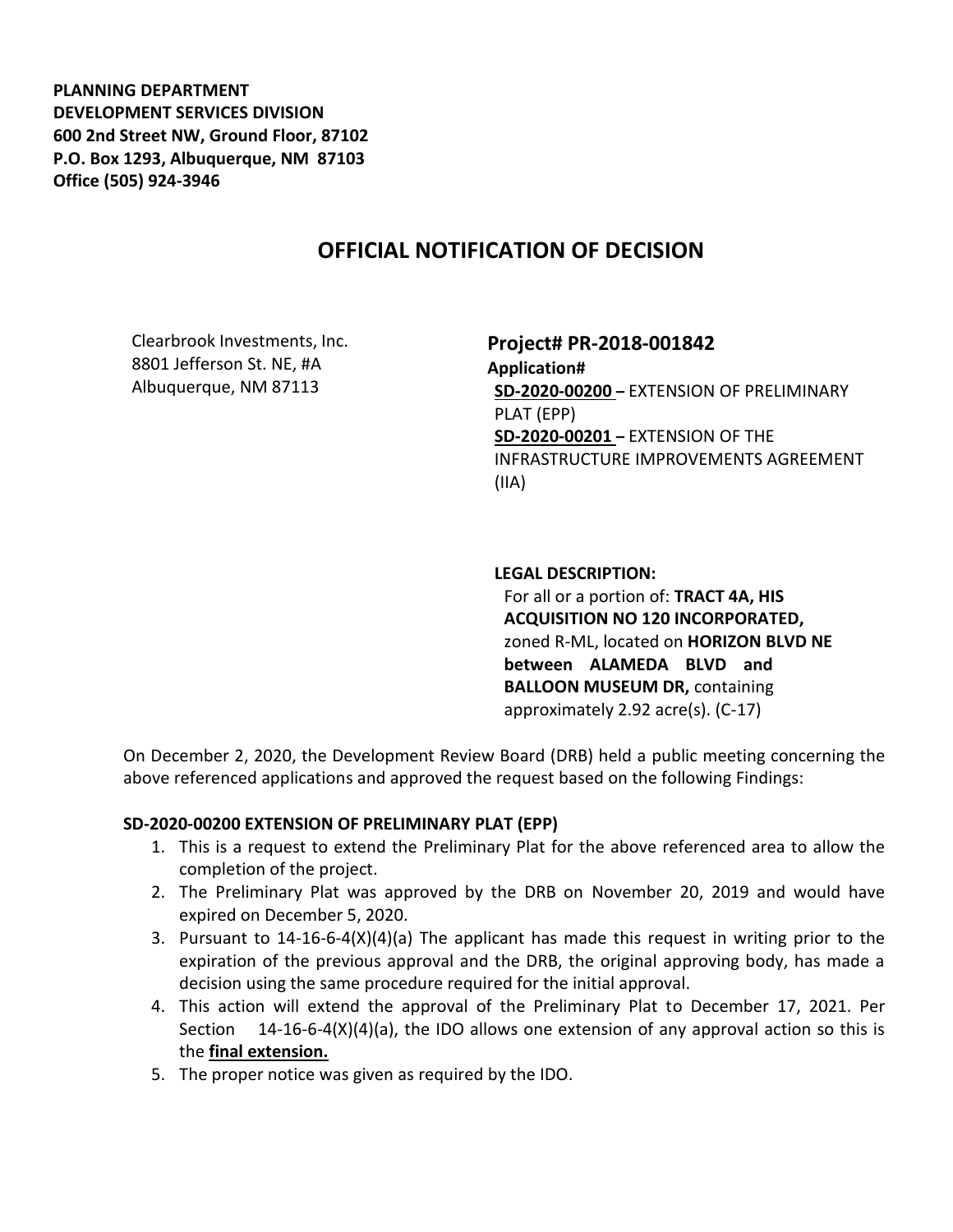**PLANNING DEPARTMENT**
**DEVELOPMENT SERVICES DIVISION**
**600 2nd Street NW, Ground Floor, 87102**
**P.O. Box 1293, Albuquerque, NM 87103**
**Office (505) 924-3946**

# OFFICIAL NOTIFICATION OF DECISION

Clearbrook Investments, Inc.
8801 Jefferson St. NE, #A
Albuquerque, NM 87113

## Project# PR-2018-001842

**Application#**
**SD-2020-00200** – EXTENSION OF PRELIMINARY PLAT (EPP)
**SD-2020-00201** – EXTENSION OF THE INFRASTRUCTURE IMPROVEMENTS AGREEMENT (IIA)

**LEGAL DESCRIPTION:**
For all or a portion of: **TRACT 4A, HIS ACQUISITION NO 120 INCORPORATED,** zoned R-ML, located on **HORIZON BLVD NE between ALAMEDA BLVD and BALLOON MUSEUM DR,** containing approximately 2.92 acre(s). (C-17)

On December 2, 2020, the Development Review Board (DRB) held a public meeting concerning the above referenced applications and approved the request based on the following Findings:

**SD-2020-00200 EXTENSION OF PRELIMINARY PLAT (EPP)**

1. This is a request to extend the Preliminary Plat for the above referenced area to allow the completion of the project.
2. The Preliminary Plat was approved by the DRB on November 20, 2019 and would have expired on December 5, 2020.
3. Pursuant to 14-16-6-4(X)(4)(a) The applicant has made this request in writing prior to the expiration of the previous approval and the DRB, the original approving body, has made a decision using the same procedure required for the initial approval.
4. This action will extend the approval of the Preliminary Plat to December 17, 2021. Per Section 14-16-6-4(X)(4)(a), the IDO allows one extension of any approval action so this is the **final extension.**
5. The proper notice was given as required by the IDO.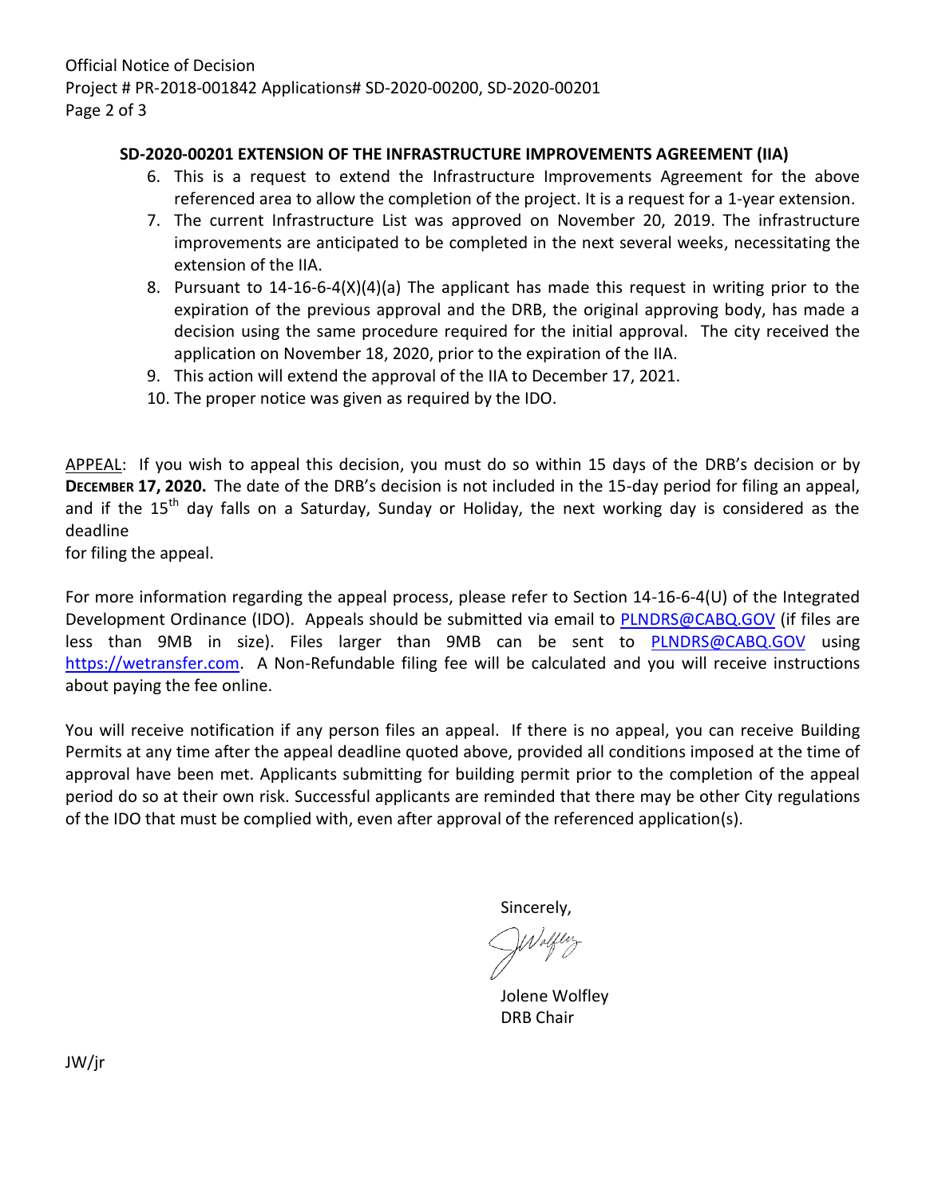**SD-2020-00201 EXTENSION OF THE INFRASTRUCTURE IMPROVEMENTS AGREEMENT (IIA)**

6. This is a request to extend the Infrastructure Improvements Agreement for the above referenced area to allow the completion of the project. It is a request for a 1-year extension.
7. The current Infrastructure List was approved on November 20, 2019. The infrastructure improvements are anticipated to be completed in the next several weeks, necessitating the extension of the IIA.
8. Pursuant to 14-16-6-4(X)(4)(a) The applicant has made this request in writing prior to the expiration of the previous approval and the DRB, the original approving body, has made a decision using the same procedure required for the initial approval. The city received the application on November 18, 2020, prior to the expiration of the IIA.
9. This action will extend the approval of the IIA to December 17, 2021.
10. The proper notice was given as required by the IDO.

APPEAL: If you wish to appeal this decision, you must do so within 15 days of the DRB's decision or by **DECEMBER 17, 2020.** The date of the DRB's decision is not included in the 15-day period for filing an appeal, and if the 15th day falls on a Saturday, Sunday or Holiday, the next working day is considered as the deadline for filing the appeal.

For more information regarding the appeal process, please refer to Section 14-16-6-4(U) of the Integrated Development Ordinance (IDO). Appeals should be submitted via email to PLNDRS@CABQ.GOV (if files are less than 9MB in size). Files larger than 9MB can be sent to PLNDRS@CABQ.GOV using https://wetransfer.com. A Non-Refundable filing fee will be calculated and you will receive instructions about paying the fee online.

You will receive notification if any person files an appeal. If there is no appeal, you can receive Building Permits at any time after the appeal deadline quoted above, provided all conditions imposed at the time of approval have been met. Applicants submitting for building permit prior to the completion of the appeal period do so at their own risk. Successful applicants are reminded that there may be other City regulations of the IDO that must be complied with, even after approval of the referenced application(s).

Sincerely,

Jolene Wolfley
DRB Chair

JW/jr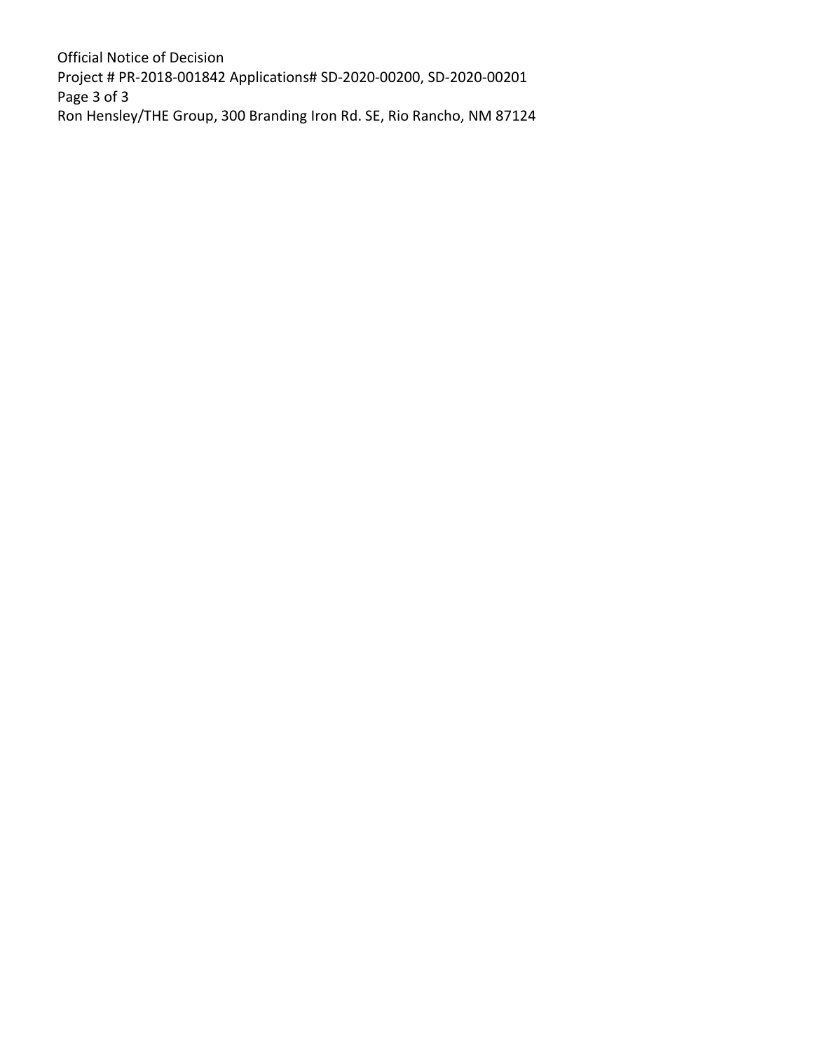Ron Hensley/THE Group, 300 Branding Iron Rd. SE, Rio Rancho, NM 87124